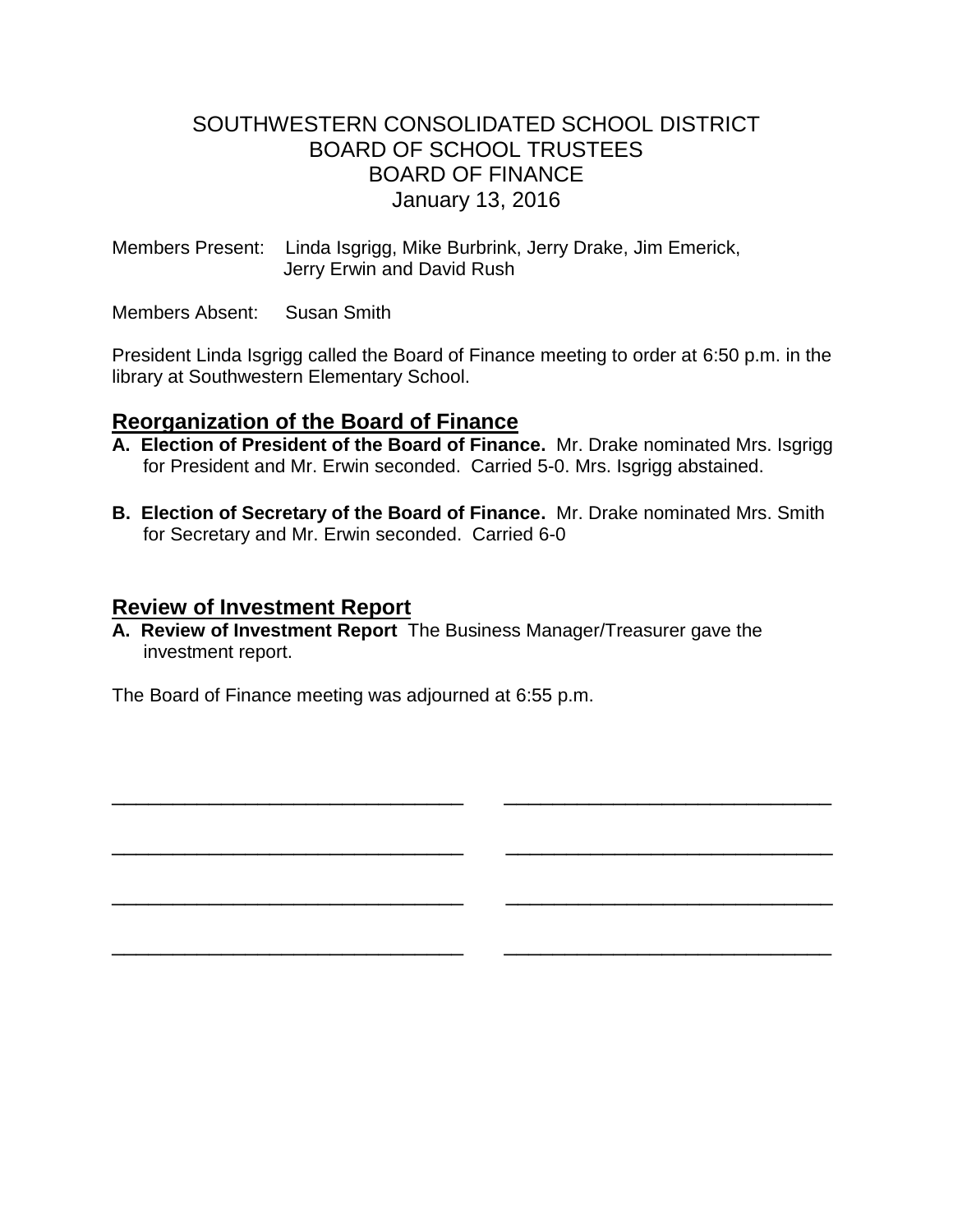# SOUTHWESTERN CONSOLIDATED SCHOOL DISTRICT
# BOARD OF SCHOOL TRUSTEES
# BOARD OF FINANCE
January 13, 2016

Members Present: Linda Isgrigg, Mike Burbrink, Jerry Drake, Jim Emerick, Jerry Erwin and David Rush

Members Absent: Susan Smith

President Linda Isgrigg called the Board of Finance meeting to order at 6:50 p.m. in the library at Southwestern Elementary School.

## Reorganization of the Board of Finance

**A. Election of President of the Board of Finance.** Mr. Drake nominated Mrs. Isgrigg for President and Mr. Erwin seconded. Carried 5-0. Mrs. Isgrigg abstained.

**B. Election of Secretary of the Board of Finance.** Mr. Drake nominated Mrs. Smith for Secretary and Mr. Erwin seconded. Carried 6-0

## Review of Investment Report

**A. Review of Investment Report** The Business Manager/Treasurer gave the investment report.

The Board of Finance meeting was adjourned at 6:55 p.m.

\_\_\_\_\_\_\_\_\_\_\_\_\_\_\_\_\_\_\_\_\_\_\_\_\_\_\_\_\_\_ \_\_\_\_\_\_\_\_\_\_\_\_\_\_\_\_\_\_\_\_\_\_\_\_\_\_\_\_\_\_

\_\_\_\_\_\_\_\_\_\_\_\_\_\_\_\_\_\_\_\_\_\_\_\_\_\_\_\_\_\_ \_\_\_\_\_\_\_\_\_\_\_\_\_\_\_\_\_\_\_\_\_\_\_\_\_\_\_\_\_\_

\_\_\_\_\_\_\_\_\_\_\_\_\_\_\_\_\_\_\_\_\_\_\_\_\_\_\_\_\_\_ \_\_\_\_\_\_\_\_\_\_\_\_\_\_\_\_\_\_\_\_\_\_\_\_\_\_\_\_\_\_

\_\_\_\_\_\_\_\_\_\_\_\_\_\_\_\_\_\_\_\_\_\_\_\_\_\_\_\_\_\_ \_\_\_\_\_\_\_\_\_\_\_\_\_\_\_\_\_\_\_\_\_\_\_\_\_\_\_\_\_\_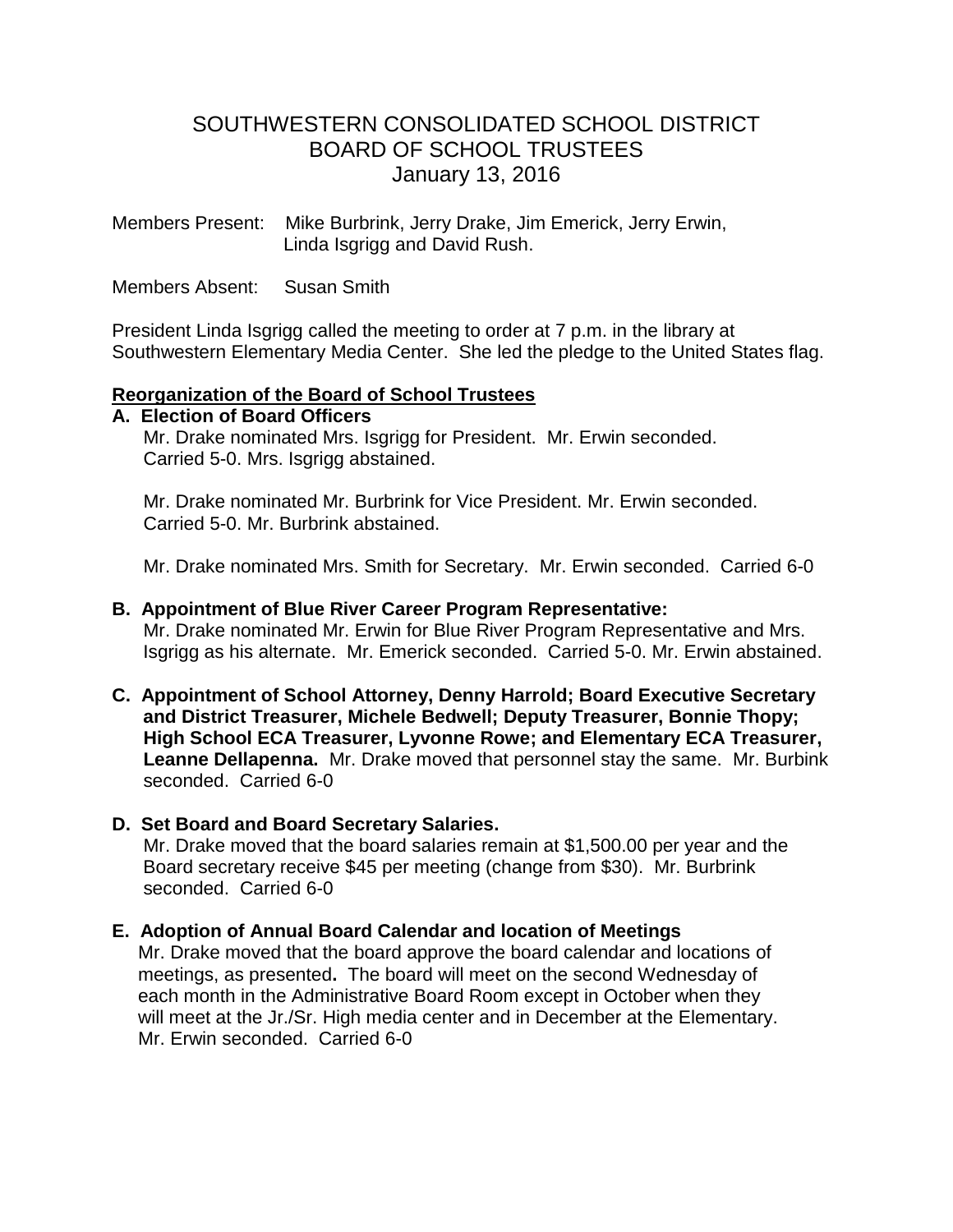# SOUTHWESTERN CONSOLIDATED SCHOOL DISTRICT
# BOARD OF SCHOOL TRUSTEES
# January 13, 2016

Members Present: Mike Burbrink, Jerry Drake, Jim Emerick, Jerry Erwin, Linda Isgrigg and David Rush.

Members Absent: Susan Smith

President Linda Isgrigg called the meeting to order at 7 p.m. in the library at Southwestern Elementary Media Center. She led the pledge to the United States flag.

## Reorganization of the Board of School Trustees

**A. Election of Board Officers**

Mr. Drake nominated Mrs. Isgrigg for President. Mr. Erwin seconded. Carried 5-0. Mrs. Isgrigg abstained.

Mr. Drake nominated Mr. Burbrink for Vice President. Mr. Erwin seconded. Carried 5-0. Mr. Burbrink abstained.

Mr. Drake nominated Mrs. Smith for Secretary. Mr. Erwin seconded. Carried 6-0

**B. Appointment of Blue River Career Program Representative:**

Mr. Drake nominated Mr. Erwin for Blue River Program Representative and Mrs. Isgrigg as his alternate. Mr. Emerick seconded. Carried 5-0. Mr. Erwin abstained.

**C. Appointment of School Attorney, Denny Harrold; Board Executive Secretary and District Treasurer, Michele Bedwell; Deputy Treasurer, Bonnie Thopy; High School ECA Treasurer, Lyvonne Rowe; and Elementary ECA Treasurer, Leanne Dellapenna.** Mr. Drake moved that personnel stay the same. Mr. Burbink seconded. Carried 6-0

**D. Set Board and Board Secretary Salaries.**

Mr. Drake moved that the board salaries remain at $1,500.00 per year and the Board secretary receive $45 per meeting (change from $30). Mr. Burbrink seconded. Carried 6-0

**E. Adoption of Annual Board Calendar and location of Meetings**

Mr. Drake moved that the board approve the board calendar and locations of meetings, as presented**.** The board will meet on the second Wednesday of each month in the Administrative Board Room except in October when they will meet at the Jr./Sr. High media center and in December at the Elementary. Mr. Erwin seconded. Carried 6-0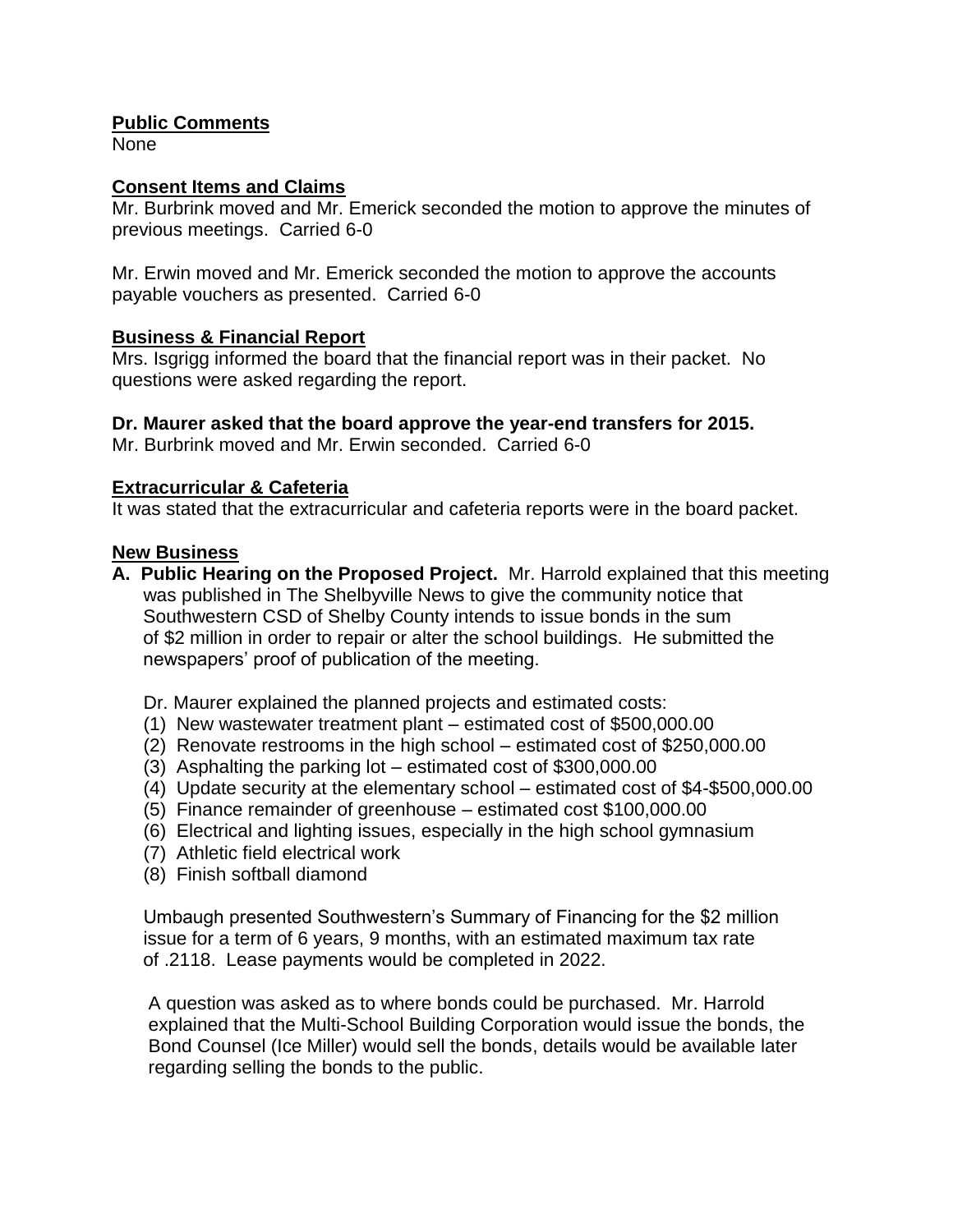**Public Comments**
None

**Consent Items and Claims**
Mr. Burbrink moved and Mr. Emerick seconded the motion to approve the minutes of previous meetings. Carried 6-0

Mr. Erwin moved and Mr. Emerick seconded the motion to approve the accounts payable vouchers as presented. Carried 6-0

**Business & Financial Report**
Mrs. Isgrigg informed the board that the financial report was in their packet. No questions were asked regarding the report.

**Dr. Maurer asked that the board approve the year-end transfers for 2015.**
Mr. Burbrink moved and Mr. Erwin seconded. Carried 6-0

**Extracurricular & Cafeteria**
It was stated that the extracurricular and cafeteria reports were in the board packet.

**New Business**

**A. Public Hearing on the Proposed Project.** Mr. Harrold explained that this meeting was published in The Shelbyville News to give the community notice that Southwestern CSD of Shelby County intends to issue bonds in the sum of $2 million in order to repair or alter the school buildings. He submitted the newspapers' proof of publication of the meeting.

Dr. Maurer explained the planned projects and estimated costs:
(1) New wastewater treatment plant – estimated cost of $500,000.00
(2) Renovate restrooms in the high school – estimated cost of $250,000.00
(3) Asphalting the parking lot – estimated cost of $300,000.00
(4) Update security at the elementary school – estimated cost of $4-$500,000.00
(5) Finance remainder of greenhouse – estimated cost $100,000.00
(6) Electrical and lighting issues, especially in the high school gymnasium
(7) Athletic field electrical work
(8) Finish softball diamond

Umbaugh presented Southwestern's Summary of Financing for the $2 million issue for a term of 6 years, 9 months, with an estimated maximum tax rate of .2118. Lease payments would be completed in 2022.

A question was asked as to where bonds could be purchased. Mr. Harrold explained that the Multi-School Building Corporation would issue the bonds, the Bond Counsel (Ice Miller) would sell the bonds, details would be available later regarding selling the bonds to the public.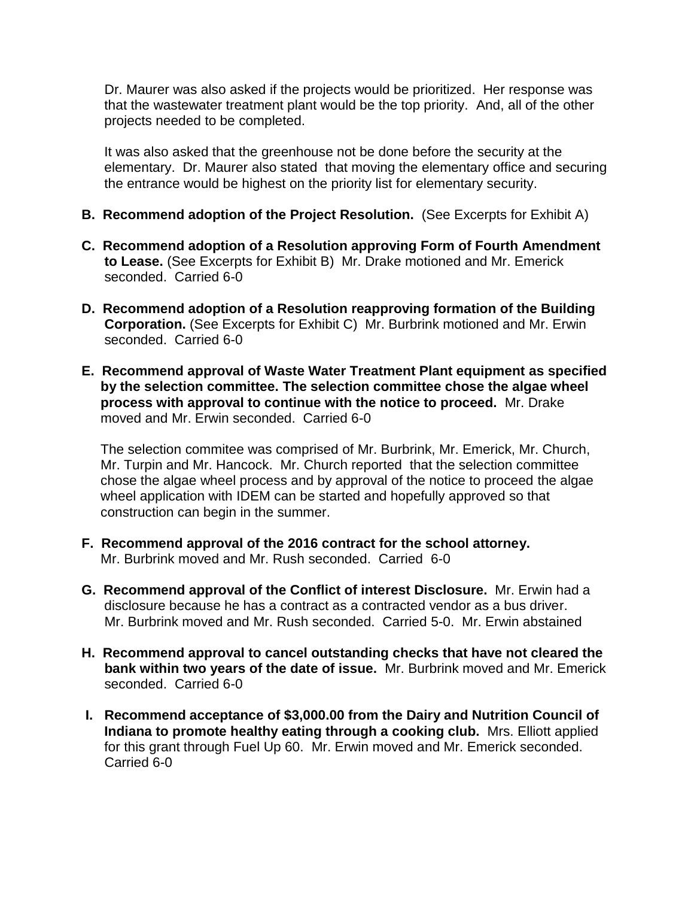Dr. Maurer was also asked if the projects would be prioritized. Her response was that the wastewater treatment plant would be the top priority. And, all of the other projects needed to be completed.

It was also asked that the greenhouse not be done before the security at the elementary. Dr. Maurer also stated that moving the elementary office and securing the entrance would be highest on the priority list for elementary security.

**B. Recommend adoption of the Project Resolution.** (See Excerpts for Exhibit A)

**C. Recommend adoption of a Resolution approving Form of Fourth Amendment to Lease.** (See Excerpts for Exhibit B) Mr. Drake motioned and Mr. Emerick seconded. Carried 6-0

**D. Recommend adoption of a Resolution reapproving formation of the Building Corporation.** (See Excerpts for Exhibit C) Mr. Burbrink motioned and Mr. Erwin seconded. Carried 6-0

**E. Recommend approval of Waste Water Treatment Plant equipment as specified by the selection committee. The selection committee chose the algae wheel process with approval to continue with the notice to proceed.** Mr. Drake moved and Mr. Erwin seconded. Carried 6-0

The selection commitee was comprised of Mr. Burbrink, Mr. Emerick, Mr. Church, Mr. Turpin and Mr. Hancock. Mr. Church reported that the selection committee chose the algae wheel process and by approval of the notice to proceed the algae wheel application with IDEM can be started and hopefully approved so that construction can begin in the summer.

**F. Recommend approval of the 2016 contract for the school attorney.** Mr. Burbrink moved and Mr. Rush seconded. Carried 6-0

**G. Recommend approval of the Conflict of interest Disclosure.** Mr. Erwin had a disclosure because he has a contract as a contracted vendor as a bus driver. Mr. Burbrink moved and Mr. Rush seconded. Carried 5-0. Mr. Erwin abstained

**H. Recommend approval to cancel outstanding checks that have not cleared the bank within two years of the date of issue.** Mr. Burbrink moved and Mr. Emerick seconded. Carried 6-0

**I. Recommend acceptance of $3,000.00 from the Dairy and Nutrition Council of Indiana to promote healthy eating through a cooking club.** Mrs. Elliott applied for this grant through Fuel Up 60. Mr. Erwin moved and Mr. Emerick seconded. Carried 6-0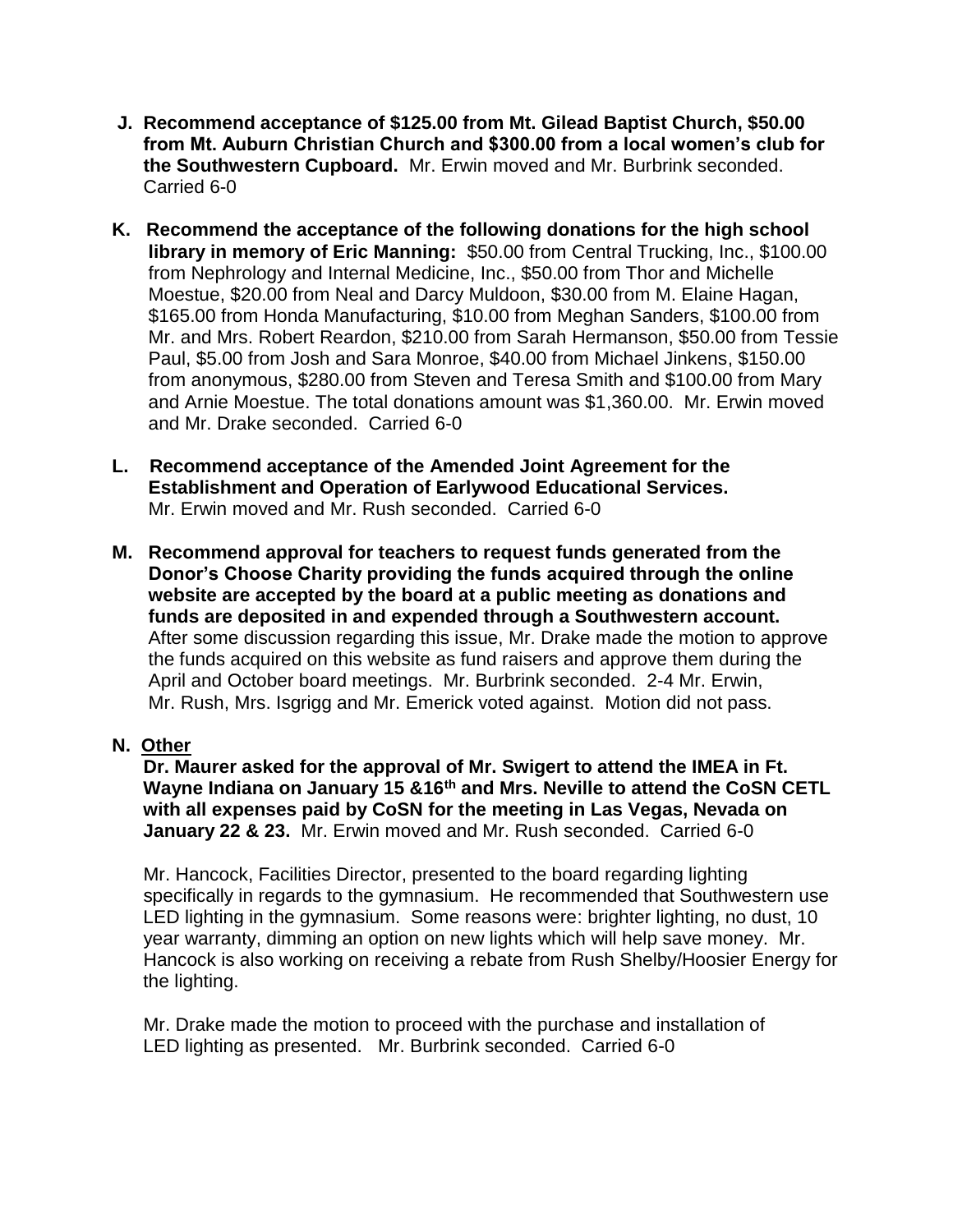**J. Recommend acceptance of $125.00 from Mt. Gilead Baptist Church, $50.00 from Mt. Auburn Christian Church and $300.00 from a local women's club for the Southwestern Cupboard.** Mr. Erwin moved and Mr. Burbrink seconded. Carried 6-0

**K. Recommend the acceptance of the following donations for the high school library in memory of Eric Manning:** $50.00 from Central Trucking, Inc., $100.00 from Nephrology and Internal Medicine, Inc., $50.00 from Thor and Michelle Moestue, $20.00 from Neal and Darcy Muldoon, $30.00 from M. Elaine Hagan, $165.00 from Honda Manufacturing, $10.00 from Meghan Sanders, $100.00 from Mr. and Mrs. Robert Reardon, $210.00 from Sarah Hermanson, $50.00 from Tessie Paul, $5.00 from Josh and Sara Monroe, $40.00 from Michael Jinkens, $150.00 from anonymous, $280.00 from Steven and Teresa Smith and $100.00 from Mary and Arnie Moestue. The total donations amount was $1,360.00. Mr. Erwin moved and Mr. Drake seconded. Carried 6-0

**L. Recommend acceptance of the Amended Joint Agreement for the Establishment and Operation of Earlywood Educational Services.** Mr. Erwin moved and Mr. Rush seconded. Carried 6-0

**M. Recommend approval for teachers to request funds generated from the Donor's Choose Charity providing the funds acquired through the online website are accepted by the board at a public meeting as donations and funds are deposited in and expended through a Southwestern account.** After some discussion regarding this issue, Mr. Drake made the motion to approve the funds acquired on this website as fund raisers and approve them during the April and October board meetings. Mr. Burbrink seconded. 2-4 Mr. Erwin, Mr. Rush, Mrs. Isgrigg and Mr. Emerick voted against. Motion did not pass.

**N. <u>Other</u>**

**Dr. Maurer asked for the approval of Mr. Swigert to attend the IMEA in Ft. Wayne Indiana on January 15 &16th and Mrs. Neville to attend the CoSN CETL with all expenses paid by CoSN for the meeting in Las Vegas, Nevada on January 22 & 23.** Mr. Erwin moved and Mr. Rush seconded. Carried 6-0

Mr. Hancock, Facilities Director, presented to the board regarding lighting specifically in regards to the gymnasium. He recommended that Southwestern use LED lighting in the gymnasium. Some reasons were: brighter lighting, no dust, 10 year warranty, dimming an option on new lights which will help save money. Mr. Hancock is also working on receiving a rebate from Rush Shelby/Hoosier Energy for the lighting.

Mr. Drake made the motion to proceed with the purchase and installation of LED lighting as presented. Mr. Burbrink seconded. Carried 6-0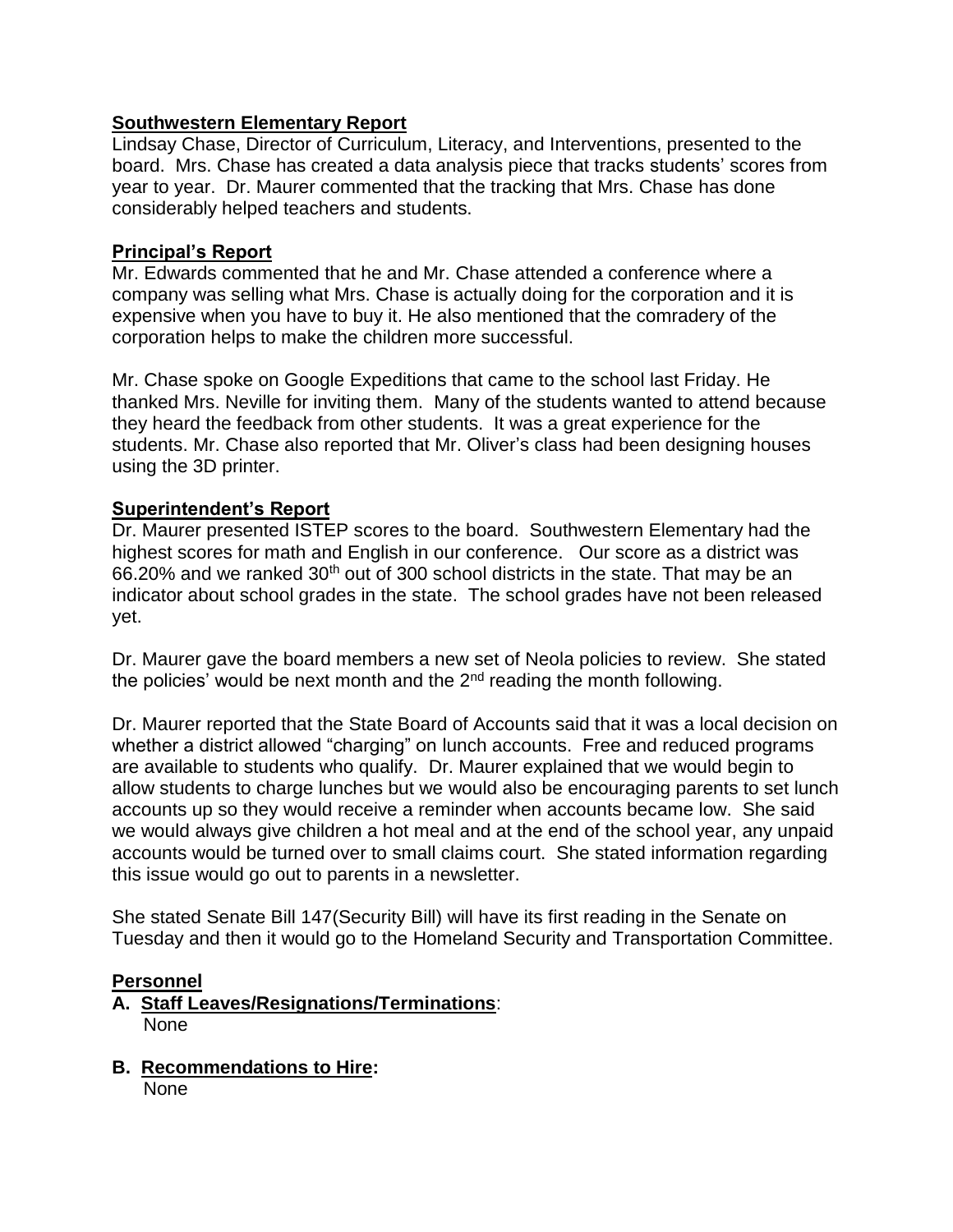**Southwestern Elementary Report**

Lindsay Chase, Director of Curriculum, Literacy, and Interventions, presented to the board. Mrs. Chase has created a data analysis piece that tracks students' scores from year to year. Dr. Maurer commented that the tracking that Mrs. Chase has done considerably helped teachers and students.

**Principal's Report**

Mr. Edwards commented that he and Mr. Chase attended a conference where a company was selling what Mrs. Chase is actually doing for the corporation and it is expensive when you have to buy it. He also mentioned that the comradery of the corporation helps to make the children more successful.

Mr. Chase spoke on Google Expeditions that came to the school last Friday. He thanked Mrs. Neville for inviting them. Many of the students wanted to attend because they heard the feedback from other students. It was a great experience for the students. Mr. Chase also reported that Mr. Oliver's class had been designing houses using the 3D printer.

**Superintendent's Report**

Dr. Maurer presented ISTEP scores to the board. Southwestern Elementary had the highest scores for math and English in our conference. Our score as a district was 66.20% and we ranked 30th out of 300 school districts in the state. That may be an indicator about school grades in the state. The school grades have not been released yet.

Dr. Maurer gave the board members a new set of Neola policies to review. She stated the policies' would be next month and the 2nd reading the month following.

Dr. Maurer reported that the State Board of Accounts said that it was a local decision on whether a district allowed "charging" on lunch accounts. Free and reduced programs are available to students who qualify. Dr. Maurer explained that we would begin to allow students to charge lunches but we would also be encouraging parents to set lunch accounts up so they would receive a reminder when accounts became low. She said we would always give children a hot meal and at the end of the school year, any unpaid accounts would be turned over to small claims court. She stated information regarding this issue would go out to parents in a newsletter.

She stated Senate Bill 147(Security Bill) will have its first reading in the Senate on Tuesday and then it would go to the Homeland Security and Transportation Committee.

**Personnel**

**A. Staff Leaves/Resignations/Terminations**:
None

**B. Recommendations to Hire:**
None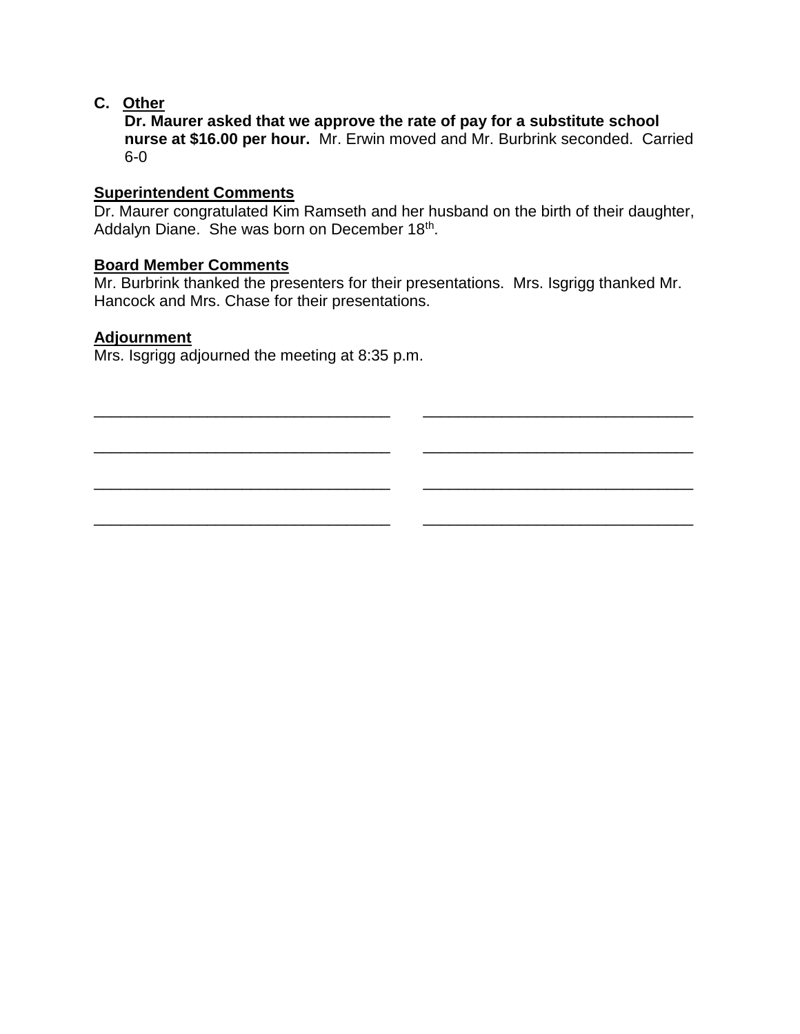**C. Other**

**Dr. Maurer asked that we approve the rate of pay for a substitute school nurse at $16.00 per hour.** Mr. Erwin moved and Mr. Burbrink seconded. Carried 6-0

**Superintendent Comments**

Dr. Maurer congratulated Kim Ramseth and her husband on the birth of their daughter, Addalyn Diane. She was born on December 18th.

**Board Member Comments**

Mr. Burbrink thanked the presenters for their presentations. Mrs. Isgrigg thanked Mr. Hancock and Mrs. Chase for their presentations.

**Adjournment**

Mrs. Isgrigg adjourned the meeting at 8:35 p.m.

___________________________________ ________________________________

___________________________________ ________________________________

___________________________________ ________________________________

___________________________________ ________________________________